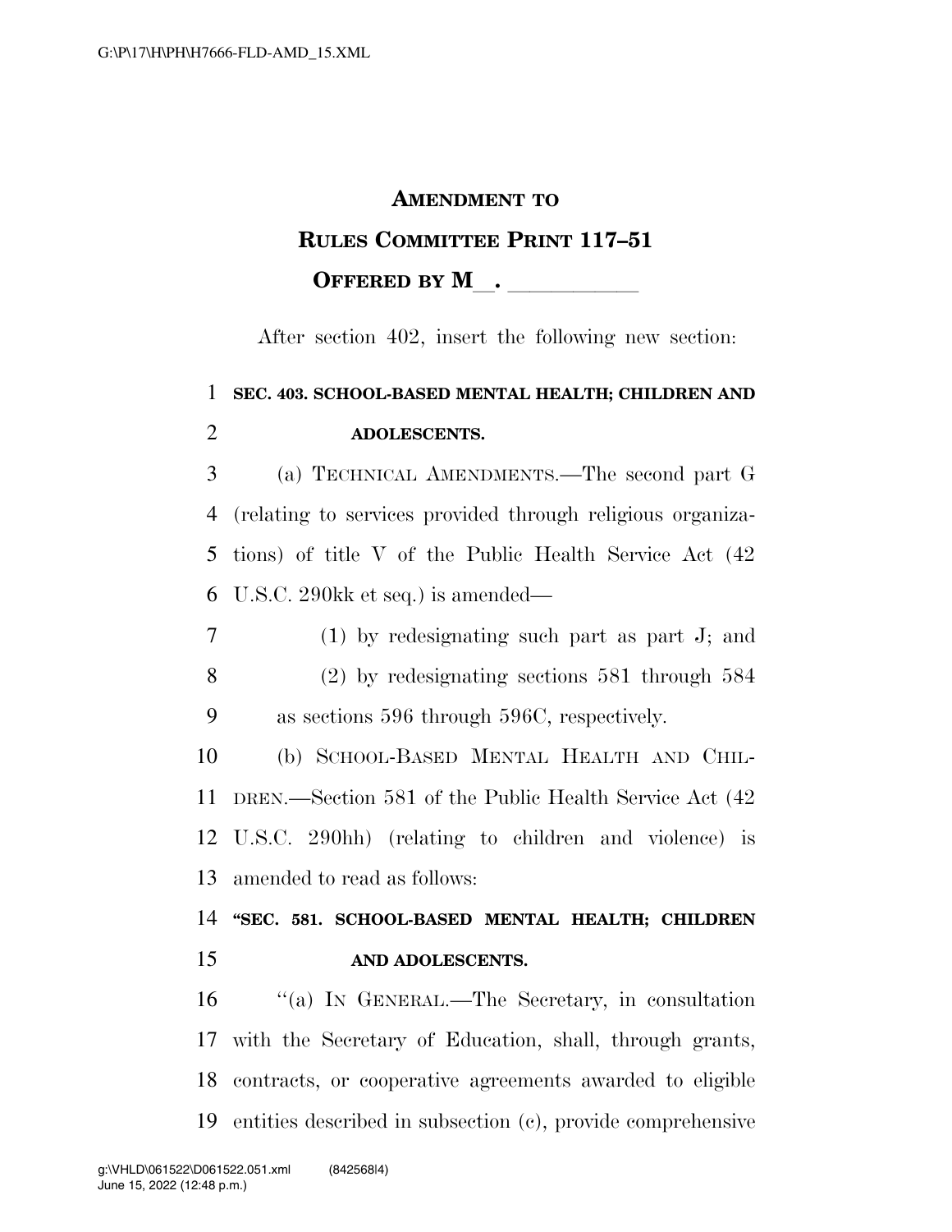# AMENDMENT TO RULES COMMITTEE PRINT 117–51

## OFFERED BY M\_\_. \_\_\_\_\_\_\_\_\_\_\_

After section 402, insert the following new section:

**SEC. 403. SCHOOL-BASED MENTAL HEALTH; CHILDREN AND ADOLESCENTS.**

(a) TECHNICAL AMENDMENTS.—The second part G (relating to services provided through religious organizations) of title V of the Public Health Service Act (42 U.S.C. 290kk et seq.) is amended—

(1) by redesignating such part as part J; and

(2) by redesignating sections 581 through 584 as sections 596 through 596C, respectively.

(b) SCHOOL-BASED MENTAL HEALTH AND CHILDREN.—Section 581 of the Public Health Service Act (42 U.S.C. 290hh) (relating to children and violence) is amended to read as follows:

**"SEC. 581. SCHOOL-BASED MENTAL HEALTH; CHILDREN AND ADOLESCENTS.**

"(a) IN GENERAL.—The Secretary, in consultation with the Secretary of Education, shall, through grants, contracts, or cooperative agreements awarded to eligible entities described in subsection (c), provide comprehensive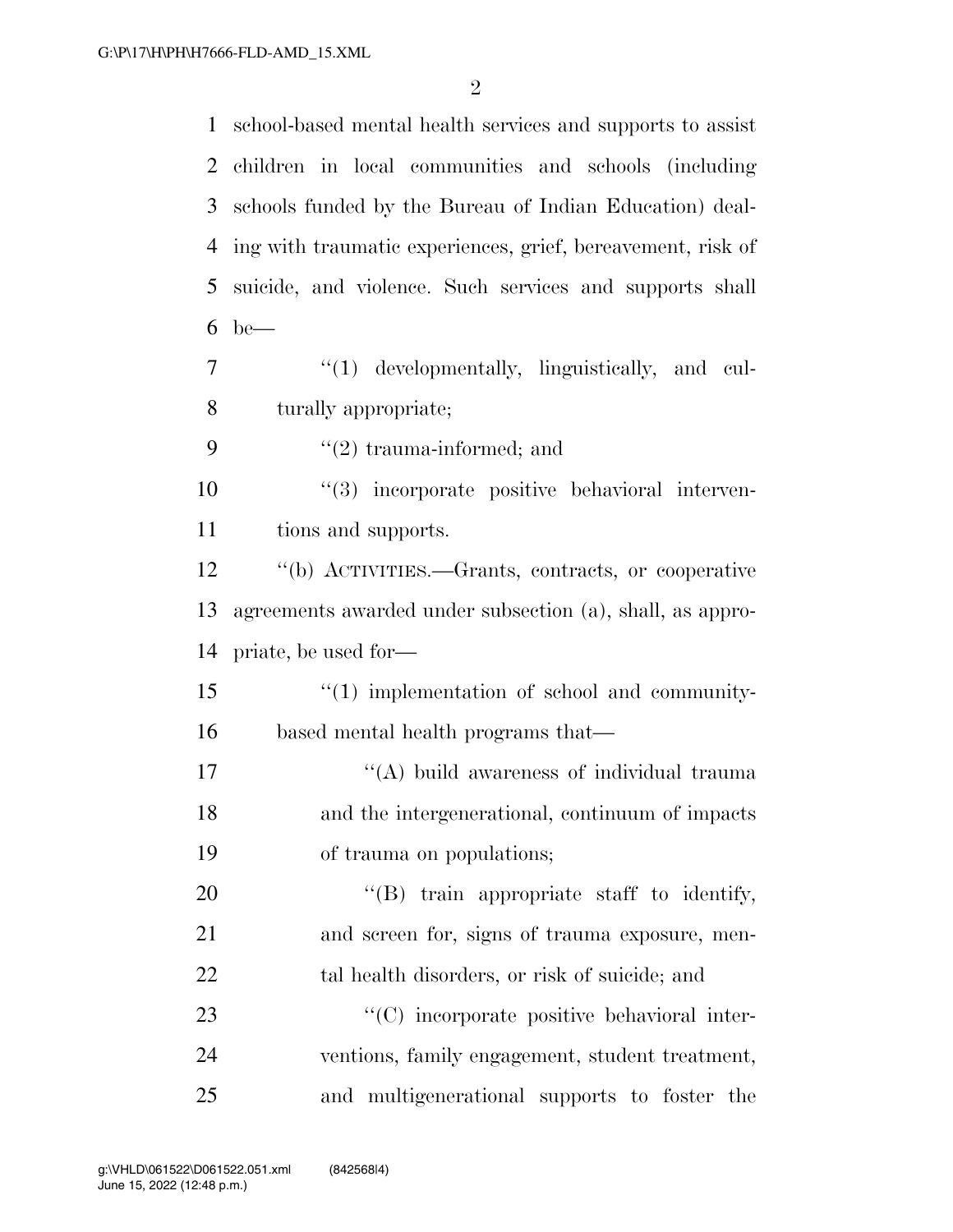school-based mental health services and supports to assist children in local communities and schools (including schools funded by the Bureau of Indian Education) dealing with traumatic experiences, grief, bereavement, risk of suicide, and violence. Such services and supports shall be—

"(1) developmentally, linguistically, and culturally appropriate;

"(2) trauma-informed; and

"(3) incorporate positive behavioral interventions and supports.

"(b) ACTIVITIES.—Grants, contracts, or cooperative agreements awarded under subsection (a), shall, as appropriate, be used for—

"(1) implementation of school and community-based mental health programs that—

"(A) build awareness of individual trauma and the intergenerational, continuum of impacts of trauma on populations;

"(B) train appropriate staff to identify, and screen for, signs of trauma exposure, mental health disorders, or risk of suicide; and

"(C) incorporate positive behavioral interventions, family engagement, student treatment, and multigenerational supports to foster the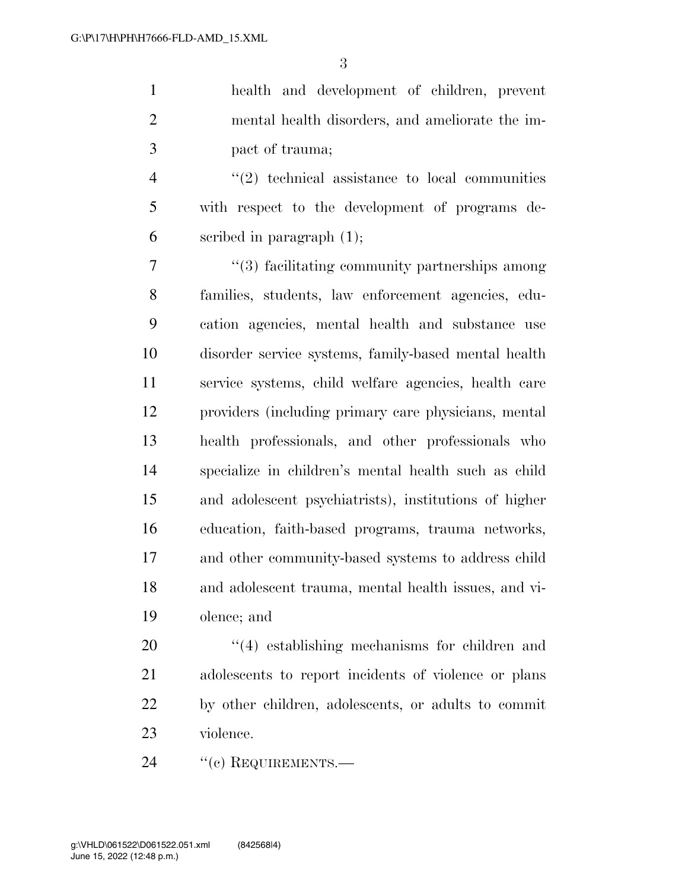health and development of children, prevent mental health disorders, and ameliorate the impact of trauma;

''(2) technical assistance to local communities with respect to the development of programs described in paragraph (1);

''(3) facilitating community partnerships among families, students, law enforcement agencies, education agencies, mental health and substance use disorder service systems, family-based mental health service systems, child welfare agencies, health care providers (including primary care physicians, mental health professionals, and other professionals who specialize in children's mental health such as child and adolescent psychiatrists), institutions of higher education, faith-based programs, trauma networks, and other community-based systems to address child and adolescent trauma, mental health issues, and violence; and

''(4) establishing mechanisms for children and adolescents to report incidents of violence or plans by other children, adolescents, or adults to commit violence.

''(c) REQUIREMENTS.—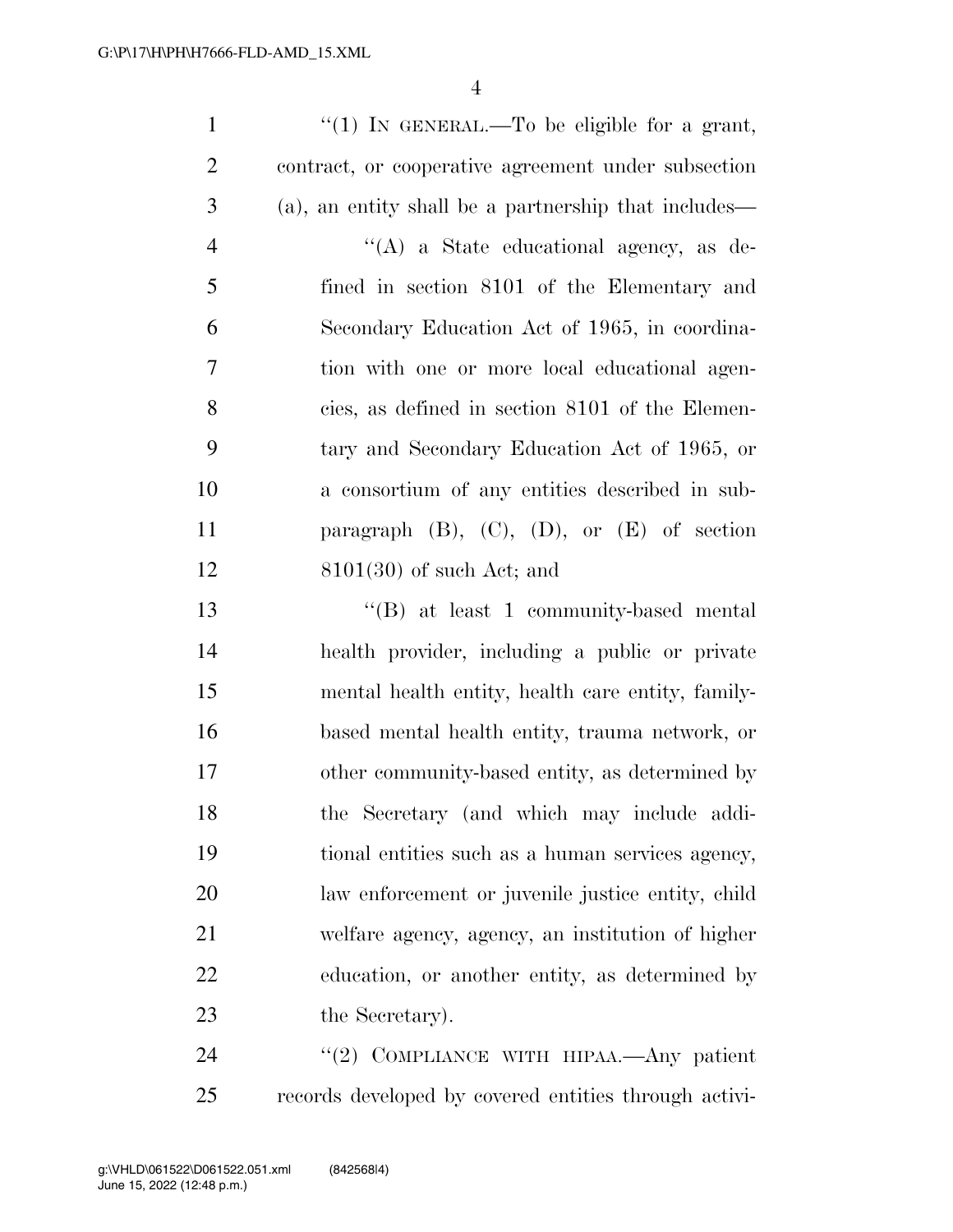"(1) IN GENERAL.—To be eligible for a grant, contract, or cooperative agreement under subsection (a), an entity shall be a partnership that includes—

"(A) a State educational agency, as defined in section 8101 of the Elementary and Secondary Education Act of 1965, in coordination with one or more local educational agencies, as defined in section 8101 of the Elementary and Secondary Education Act of 1965, or a consortium of any entities described in subparagraph (B), (C), (D), or (E) of section 8101(30) of such Act; and

"(B) at least 1 community-based mental health provider, including a public or private mental health entity, health care entity, family-based mental health entity, trauma network, or other community-based entity, as determined by the Secretary (and which may include additional entities such as a human services agency, law enforcement or juvenile justice entity, child welfare agency, agency, an institution of higher education, or another entity, as determined by the Secretary).

"(2) COMPLIANCE WITH HIPAA.—Any patient records developed by covered entities through activi-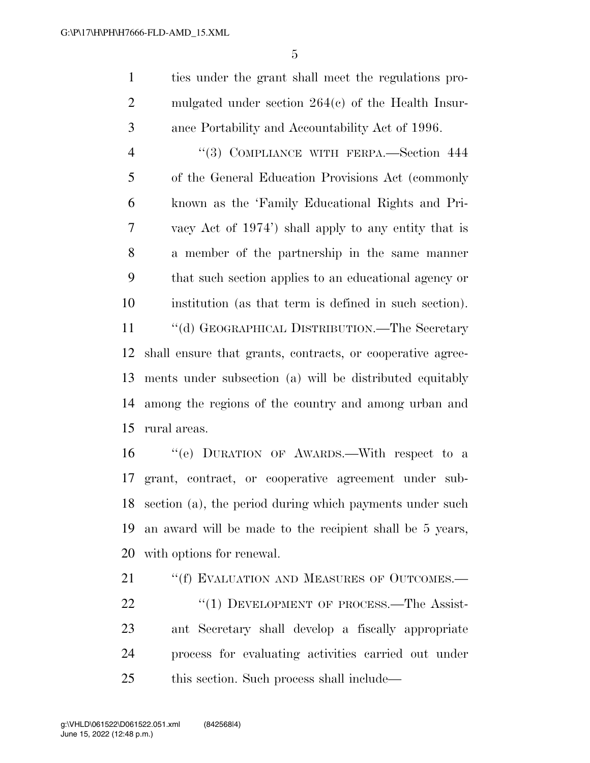ties under the grant shall meet the regulations promulgated under section 264(c) of the Health Insurance Portability and Accountability Act of 1996.

"(3) COMPLIANCE WITH FERPA.—Section 444 of the General Education Provisions Act (commonly known as the 'Family Educational Rights and Privacy Act of 1974') shall apply to any entity that is a member of the partnership in the same manner that such section applies to an educational agency or institution (as that term is defined in such section).

"(d) GEOGRAPHICAL DISTRIBUTION.—The Secretary shall ensure that grants, contracts, or cooperative agreements under subsection (a) will be distributed equitably among the regions of the country and among urban and rural areas.

"(e) DURATION OF AWARDS.—With respect to a grant, contract, or cooperative agreement under subsection (a), the period during which payments under such an award will be made to the recipient shall be 5 years, with options for renewal.

"(f) EVALUATION AND MEASURES OF OUTCOMES.—

"(1) DEVELOPMENT OF PROCESS.—The Assistant Secretary shall develop a fiscally appropriate process for evaluating activities carried out under this section. Such process shall include—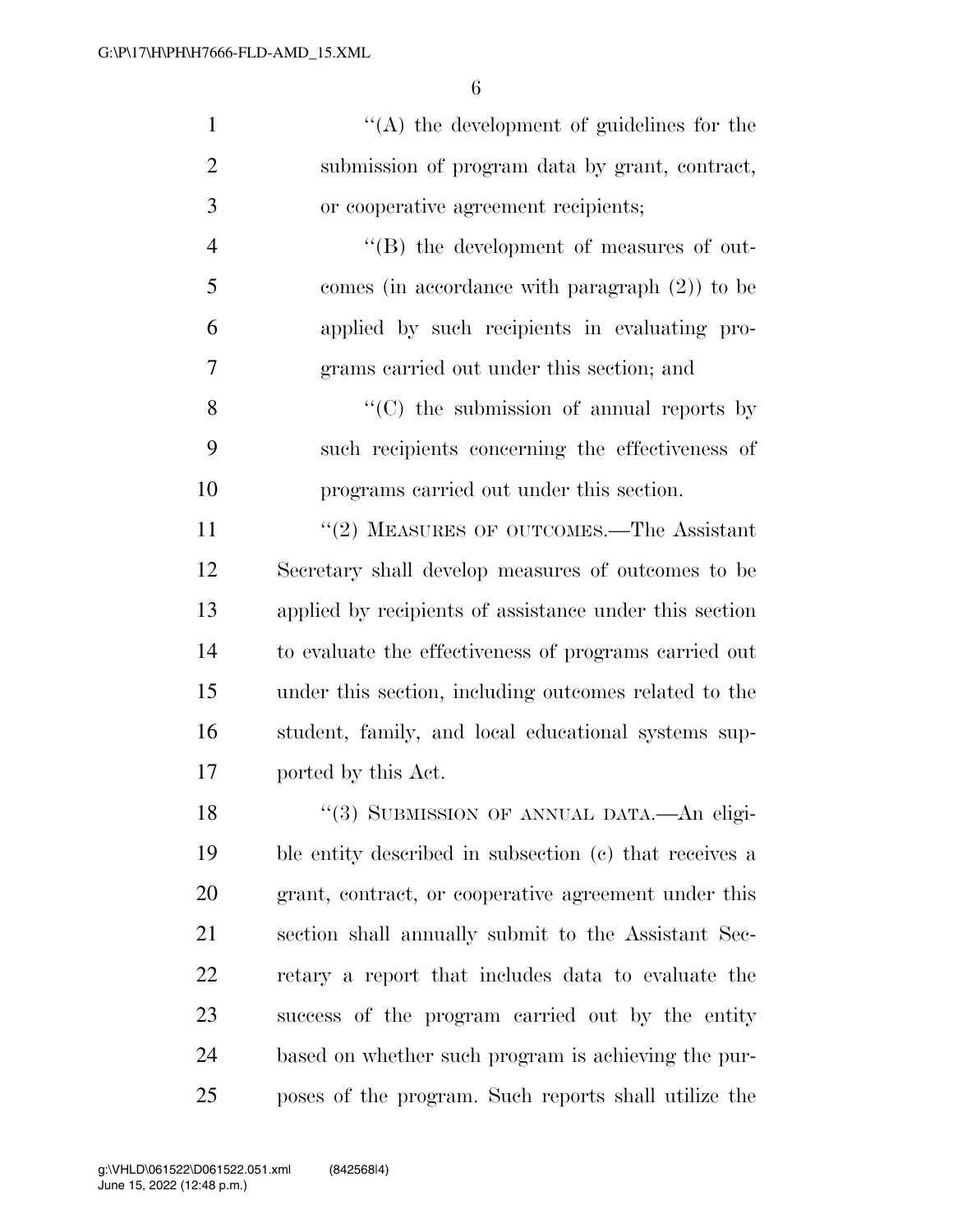"(A) the development of guidelines for the submission of program data by grant, contract, or cooperative agreement recipients;

"(B) the development of measures of outcomes (in accordance with paragraph (2)) to be applied by such recipients in evaluating programs carried out under this section; and

"(C) the submission of annual reports by such recipients concerning the effectiveness of programs carried out under this section.

"(2) MEASURES OF OUTCOMES.—The Assistant Secretary shall develop measures of outcomes to be applied by recipients of assistance under this section to evaluate the effectiveness of programs carried out under this section, including outcomes related to the student, family, and local educational systems supported by this Act.

"(3) SUBMISSION OF ANNUAL DATA.—An eligible entity described in subsection (c) that receives a grant, contract, or cooperative agreement under this section shall annually submit to the Assistant Secretary a report that includes data to evaluate the success of the program carried out by the entity based on whether such program is achieving the purposes of the program. Such reports shall utilize the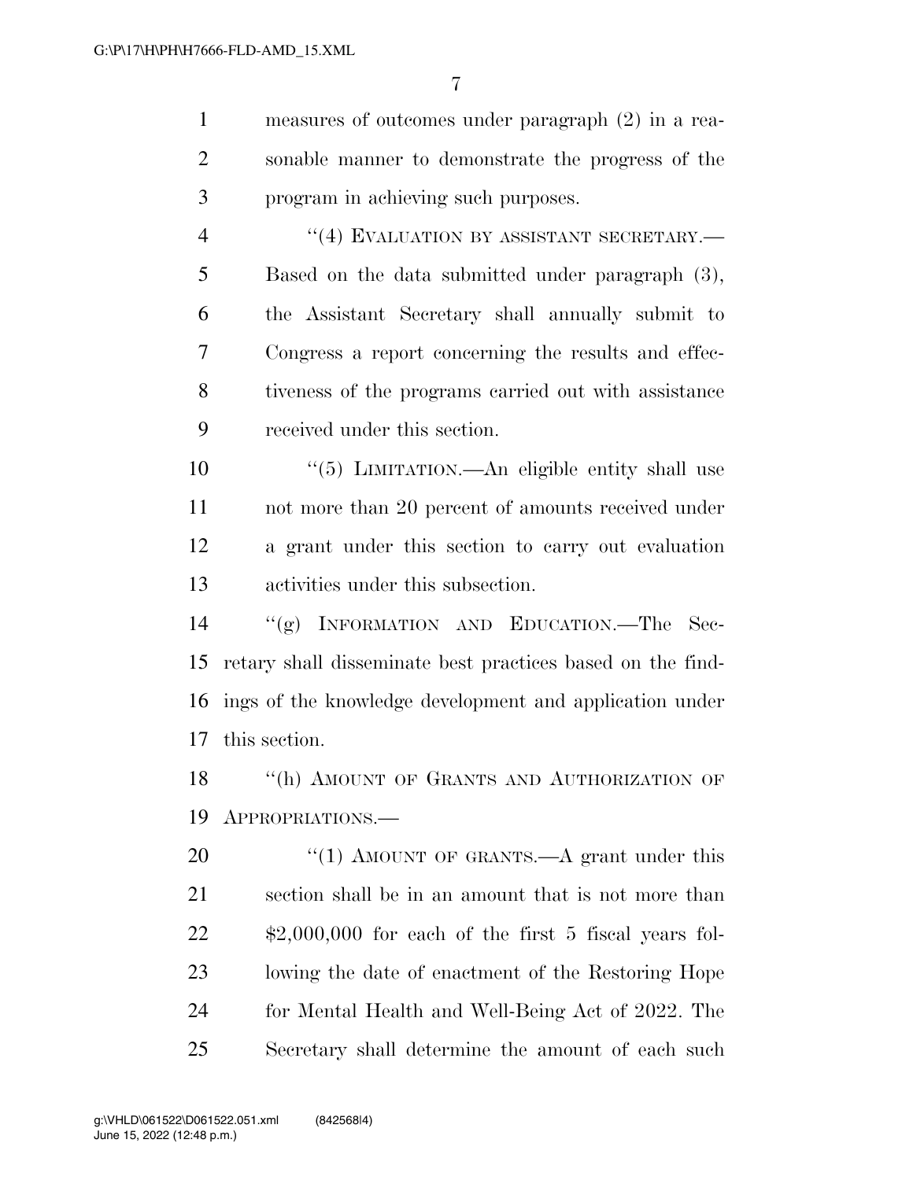measures of outcomes under paragraph (2) in a reasonable manner to demonstrate the progress of the program in achieving such purposes.

"(4) EVALUATION BY ASSISTANT SECRETARY.—Based on the data submitted under paragraph (3), the Assistant Secretary shall annually submit to Congress a report concerning the results and effectiveness of the programs carried out with assistance received under this section.

"(5) LIMITATION.—An eligible entity shall use not more than 20 percent of amounts received under a grant under this section to carry out evaluation activities under this subsection.

"(g) INFORMATION AND EDUCATION.—The Secretary shall disseminate best practices based on the findings of the knowledge development and application under this section.

"(h) AMOUNT OF GRANTS AND AUTHORIZATION OF APPROPRIATIONS.—

"(1) AMOUNT OF GRANTS.—A grant under this section shall be in an amount that is not more than $2,000,000 for each of the first 5 fiscal years following the date of enactment of the Restoring Hope for Mental Health and Well-Being Act of 2022. The Secretary shall determine the amount of each such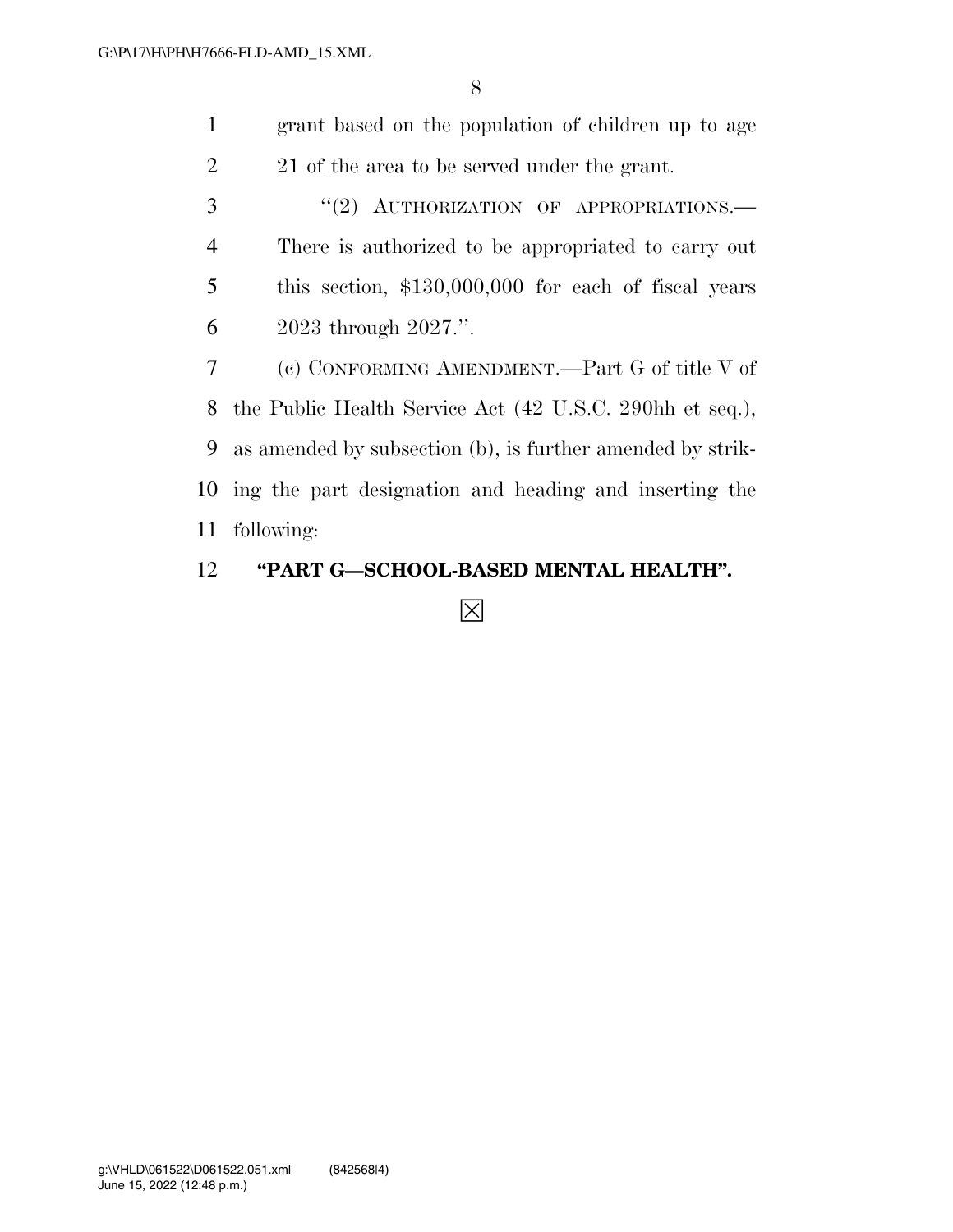grant based on the population of children up to age 21 of the area to be served under the grant.

"(2) AUTHORIZATION OF APPROPRIATIONS.—There is authorized to be appropriated to carry out this section, $130,000,000 for each of fiscal years 2023 through 2027.".

(c) CONFORMING AMENDMENT.—Part G of title V of the Public Health Service Act (42 U.S.C. 290hh et seq.), as amended by subsection (b), is further amended by striking the part designation and heading and inserting the following:

**"PART G—SCHOOL-BASED MENTAL HEALTH".**